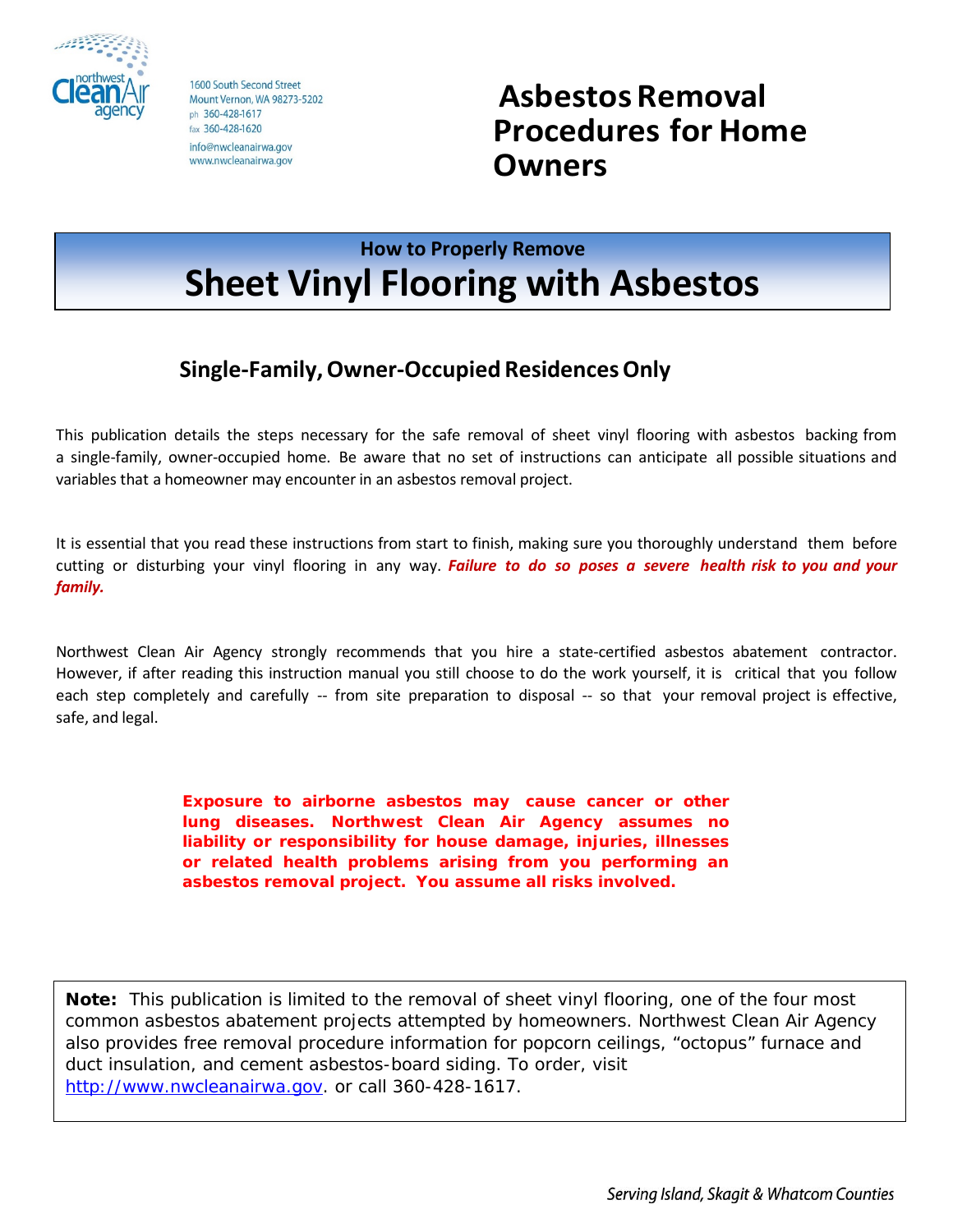northwest Clean Air agency

1600 South Second Street
Mount Vernon, WA 98273-5202
ph 360-428-1617
fax 360-428-1620
info@nwcleanairwa.gov
www.nwcleanairwa.gov

# Asbestos Removal Procedures for Home Owners

### How to Properly Remove

# Sheet Vinyl Flooring with Asbestos

## Single-Family, Owner-Occupied Residences Only

This publication details the steps necessary for the safe removal of sheet vinyl flooring with asbestos backing from a single-family, owner-occupied home. Be aware that no set of instructions can anticipate all possible situations and variables that a homeowner may encounter in an asbestos removal project.

It is essential that you read these instructions from start to finish, making sure you thoroughly understand them before cutting or disturbing your vinyl flooring in any way. ***Failure to do so poses a severe health risk to you and your family.***

Northwest Clean Air Agency strongly recommends that you hire a state-certified asbestos abatement contractor. However, if after reading this instruction manual you still choose to do the work yourself, it is critical that you follow each step completely and carefully -- from site preparation to disposal -- so that your removal project is effective, safe, and legal.

**Exposure to airborne asbestos may cause cancer or other lung diseases. Northwest Clean Air Agency assumes no liability or responsibility for house damage, injuries, illnesses or related health problems arising from you performing an asbestos removal project. You assume all risks involved.**

**Note:** This publication is limited to the removal of sheet vinyl flooring, one of the four most common asbestos abatement projects attempted by homeowners. Northwest Clean Air Agency also provides free removal procedure information for popcorn ceilings, "octopus" furnace and duct insulation, and cement asbestos-board siding. To order, visit http://www.nwcleanairwa.gov. or call 360-428-1617.

*Serving Island, Skagit & Whatcom Counties*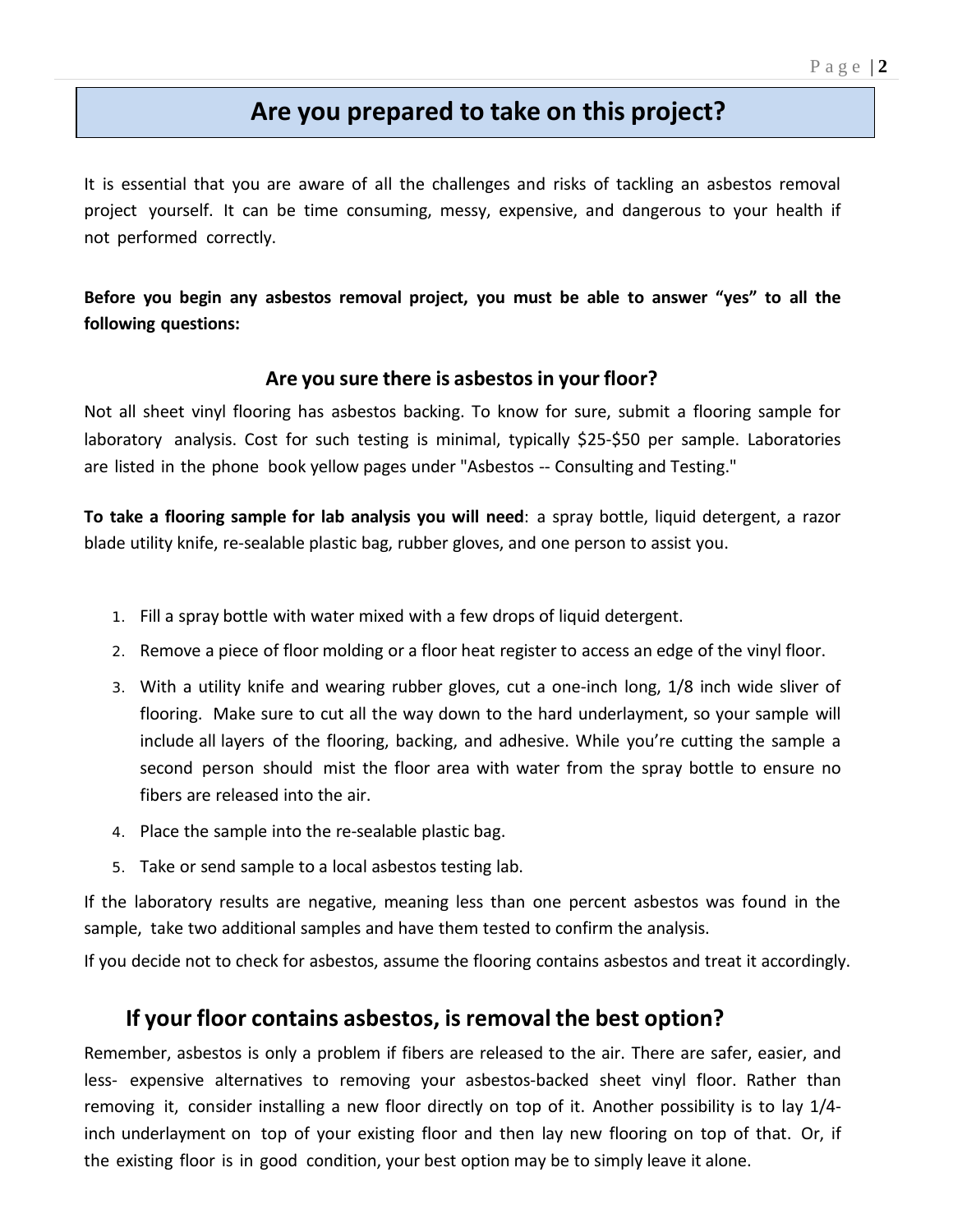## Are you prepared to take on this project?

It is essential that you are aware of all the challenges and risks of tackling an asbestos removal project yourself. It can be time consuming, messy, expensive, and dangerous to your health if not performed correctly.

**Before you begin any asbestos removal project, you must be able to answer "yes" to all the following questions:**

### Are you sure there is asbestos in your floor?

Not all sheet vinyl flooring has asbestos backing. To know for sure, submit a flooring sample for laboratory analysis. Cost for such testing is minimal, typically $25-$50 per sample. Laboratories are listed in the phone book yellow pages under "Asbestos -- Consulting and Testing."

**To take a flooring sample for lab analysis you will need**: a spray bottle, liquid detergent, a razor blade utility knife, re-sealable plastic bag, rubber gloves, and one person to assist you.

1. Fill a spray bottle with water mixed with a few drops of liquid detergent.
2. Remove a piece of floor molding or a floor heat register to access an edge of the vinyl floor.
3. With a utility knife and wearing rubber gloves, cut a one-inch long, 1/8 inch wide sliver of flooring. Make sure to cut all the way down to the hard underlayment, so your sample will include all layers of the flooring, backing, and adhesive. While you're cutting the sample a second person should mist the floor area with water from the spray bottle to ensure no fibers are released into the air.
4. Place the sample into the re-sealable plastic bag.
5. Take or send sample to a local asbestos testing lab.

If the laboratory results are negative, meaning less than one percent asbestos was found in the sample, take two additional samples and have them tested to confirm the analysis.

If you decide not to check for asbestos, assume the flooring contains asbestos and treat it accordingly.

### If your floor contains asbestos, is removal the best option?

Remember, asbestos is only a problem if fibers are released to the air. There are safer, easier, and less- expensive alternatives to removing your asbestos-backed sheet vinyl floor. Rather than removing it, consider installing a new floor directly on top of it. Another possibility is to lay 1/4-inch underlayment on top of your existing floor and then lay new flooring on top of that. Or, if the existing floor is in good condition, your best option may be to simply leave it alone.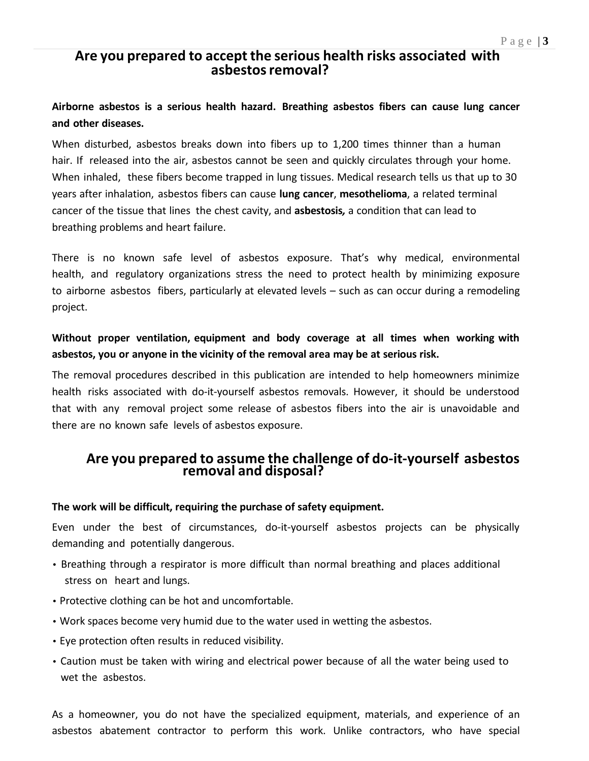## Are you prepared to accept the serious health risks associated with asbestos removal?

**Airborne asbestos is a serious health hazard. Breathing asbestos fibers can cause lung cancer and other diseases.**

When disturbed, asbestos breaks down into fibers up to 1,200 times thinner than a human hair. If released into the air, asbestos cannot be seen and quickly circulates through your home. When inhaled, these fibers become trapped in lung tissues. Medical research tells us that up to 30 years after inhalation, asbestos fibers can cause **lung cancer**, **mesothelioma**, a related terminal cancer of the tissue that lines the chest cavity, and **asbestosis***,* a condition that can lead to breathing problems and heart failure.

There is no known safe level of asbestos exposure. That's why medical, environmental health, and regulatory organizations stress the need to protect health by minimizing exposure to airborne asbestos fibers, particularly at elevated levels – such as can occur during a remodeling project.

**Without proper ventilation, equipment and body coverage at all times when working with asbestos, you or anyone in the vicinity of the removal area may be at serious risk.**

The removal procedures described in this publication are intended to help homeowners minimize health risks associated with do-it-yourself asbestos removals. However, it should be understood that with any removal project some release of asbestos fibers into the air is unavoidable and there are no known safe levels of asbestos exposure.

## Are you prepared to assume the challenge of do-it-yourself asbestos removal and disposal?

**The work will be difficult, requiring the purchase of safety equipment.**

Even under the best of circumstances, do-it-yourself asbestos projects can be physically demanding and potentially dangerous.

- Breathing through a respirator is more difficult than normal breathing and places additional stress on heart and lungs.
- Protective clothing can be hot and uncomfortable.
- Work spaces become very humid due to the water used in wetting the asbestos.
- Eye protection often results in reduced visibility.
- Caution must be taken with wiring and electrical power because of all the water being used to wet the asbestos.

As a homeowner, you do not have the specialized equipment, materials, and experience of an asbestos abatement contractor to perform this work. Unlike contractors, who have special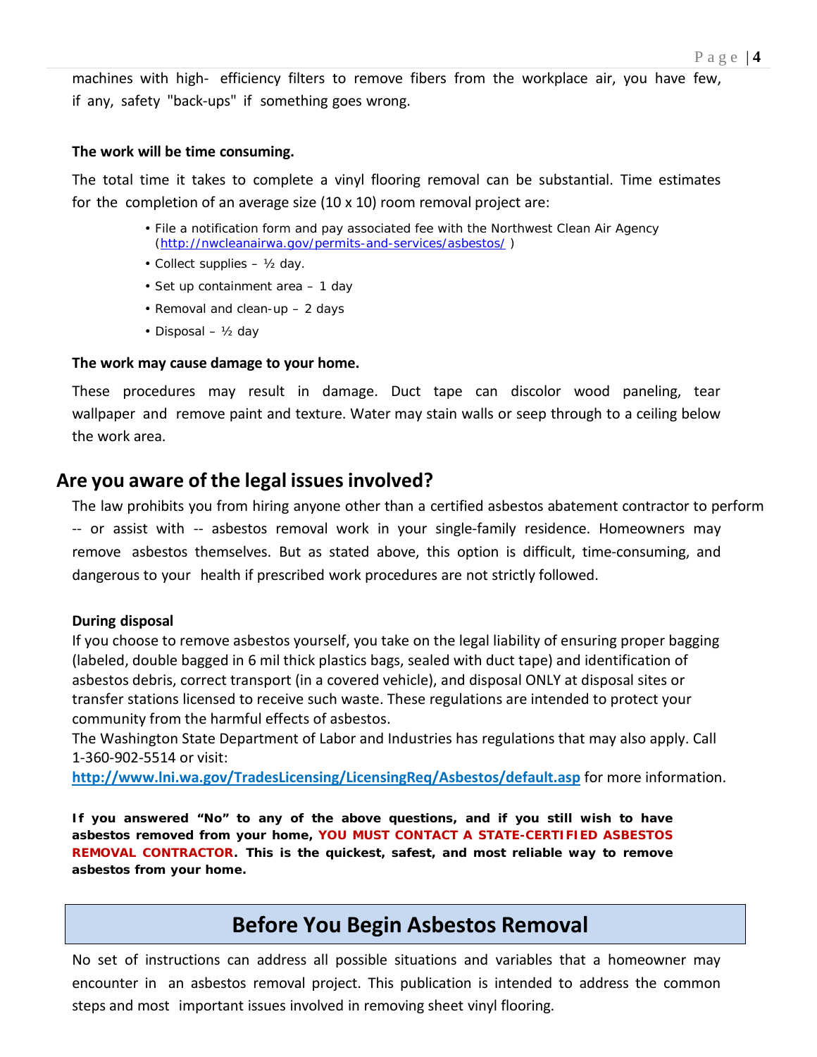machines with high- efficiency filters to remove fibers from the workplace air, you have few, if any, safety "back-ups" if something goes wrong.

**The work will be time consuming.**

The total time it takes to complete a vinyl flooring removal can be substantial. Time estimates for the completion of an average size (10 x 10) room removal project are:

- File a notification form and pay associated fee with the Northwest Clean Air Agency (http://nwcleanairwa.gov/permits-and-services/asbestos/ )
- Collect supplies – ½ day.
- Set up containment area – 1 day
- Removal and clean-up – 2 days
- Disposal – ½ day

**The work may cause damage to your home.**

These procedures may result in damage. Duct tape can discolor wood paneling, tear wallpaper and remove paint and texture. Water may stain walls or seep through to a ceiling below the work area.

## Are you aware of the legal issues involved?

The law prohibits you from hiring anyone other than a certified asbestos abatement contractor to perform -- or assist with -- asbestos removal work in your single-family residence. Homeowners may remove asbestos themselves. But as stated above, this option is difficult, time-consuming, and dangerous to your health if prescribed work procedures are not strictly followed.

**During disposal**

If you choose to remove asbestos yourself, you take on the legal liability of ensuring proper bagging (labeled, double bagged in 6 mil thick plastics bags, sealed with duct tape) and identification of asbestos debris, correct transport (in a covered vehicle), and disposal ONLY at disposal sites or transfer stations licensed to receive such waste. These regulations are intended to protect your community from the harmful effects of asbestos.

The Washington State Department of Labor and Industries has regulations that may also apply. Call 1-360-902-5514 or visit:

**http://www.lni.wa.gov/TradesLicensing/LicensingReq/Asbestos/default.asp** for more information.

**If you answered "No" to any of the above questions, and if you still wish to have asbestos removed from your home, YOU MUST CONTACT A STATE-CERTIFIED ASBESTOS REMOVAL CONTRACTOR. This is the quickest, safest, and most reliable way to remove asbestos from your home.**

## Before You Begin Asbestos Removal

No set of instructions can address all possible situations and variables that a homeowner may encounter in an asbestos removal project. This publication is intended to address the common steps and most important issues involved in removing sheet vinyl flooring.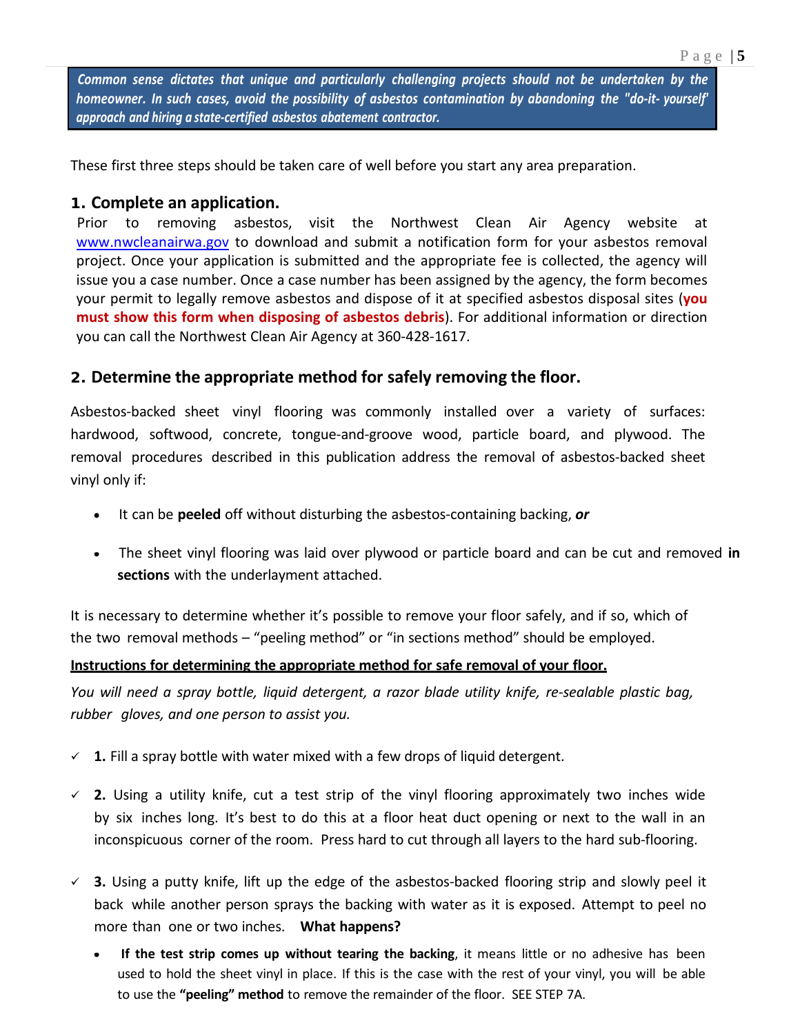***Common sense dictates that unique and particularly challenging projects should not be undertaken by the homeowner. In such cases, avoid the possibility of asbestos contamination by abandoning the "do-it- yourself" approach and hiring a state-certified asbestos abatement contractor.***

These first three steps should be taken care of well before you start any area preparation.

## 1. Complete an application.

Prior to removing asbestos, visit the Northwest Clean Air Agency website at www.nwcleanairwa.gov to download and submit a notification form for your asbestos removal project. Once your application is submitted and the appropriate fee is collected, the agency will issue you a case number. Once a case number has been assigned by the agency, the form becomes your permit to legally remove asbestos and dispose of it at specified asbestos disposal sites (**you must show this form when disposing of asbestos debris**). For additional information or direction you can call the Northwest Clean Air Agency at 360-428-1617.

## 2. Determine the appropriate method for safely removing the floor.

Asbestos-backed sheet vinyl flooring was commonly installed over a variety of surfaces: hardwood, softwood, concrete, tongue-and-groove wood, particle board, and plywood. The removal procedures described in this publication address the removal of asbestos-backed sheet vinyl only if:

- It can be **peeled** off without disturbing the asbestos-containing backing, ***or***
- The sheet vinyl flooring was laid over plywood or particle board and can be cut and removed **in sections** with the underlayment attached.

It is necessary to determine whether it's possible to remove your floor safely, and if so, which of the two removal methods – "peeling method" or "in sections method" should be employed.

**Instructions for determining the appropriate method for safe removal of your floor.**

*You will need a spray bottle, liquid detergent, a razor blade utility knife, re-sealable plastic bag, rubber gloves, and one person to assist you.*

- ✓ **1.** Fill a spray bottle with water mixed with a few drops of liquid detergent.
- ✓ **2.** Using a utility knife, cut a test strip of the vinyl flooring approximately two inches wide by six inches long. It's best to do this at a floor heat duct opening or next to the wall in an inconspicuous corner of the room. Press hard to cut through all layers to the hard sub-flooring.
- ✓ **3.** Using a putty knife, lift up the edge of the asbestos-backed flooring strip and slowly peel it back while another person sprays the backing with water as it is exposed. Attempt to peel no more than one or two inches. **What happens?**
  - **If the test strip comes up without tearing the backing**, it means little or no adhesive has been used to hold the sheet vinyl in place. If this is the case with the rest of your vinyl, you will be able to use the **"peeling" method** to remove the remainder of the floor. SEE STEP 7A.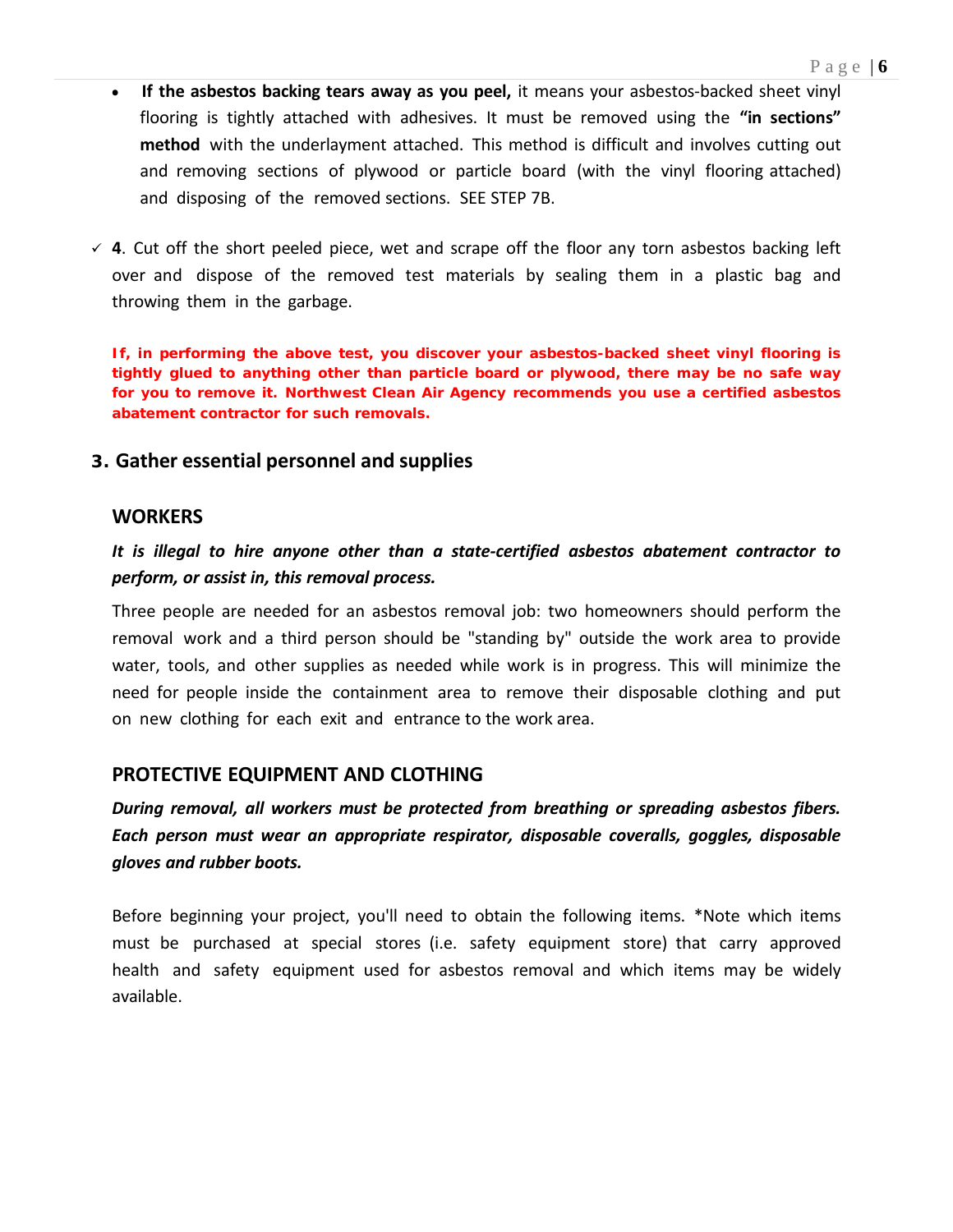- **If the asbestos backing tears away as you peel,** it means your asbestos-backed sheet vinyl flooring is tightly attached with adhesives. It must be removed using the **"in sections" method** with the underlayment attached. This method is difficult and involves cutting out and removing sections of plywood or particle board (with the vinyl flooring attached) and disposing of the removed sections. SEE STEP 7B.

✓ **4**. Cut off the short peeled piece, wet and scrape off the floor any torn asbestos backing left over and dispose of the removed test materials by sealing them in a plastic bag and throwing them in the garbage.

**If, in performing the above test, you discover your asbestos-backed sheet vinyl flooring is tightly glued to anything other than particle board or plywood, there may be no safe way for you to remove it. Northwest Clean Air Agency recommends you use a certified asbestos abatement contractor for such removals.**

## 3. Gather essential personnel and supplies

### WORKERS

***It is illegal to hire anyone other than a state-certified asbestos abatement contractor to perform, or assist in, this removal process.***

Three people are needed for an asbestos removal job: two homeowners should perform the removal work and a third person should be "standing by" outside the work area to provide water, tools, and other supplies as needed while work is in progress. This will minimize the need for people inside the containment area to remove their disposable clothing and put on new clothing for each exit and entrance to the work area.

### PROTECTIVE EQUIPMENT AND CLOTHING

***During removal, all workers must be protected from breathing or spreading asbestos fibers. Each person must wear an appropriate respirator, disposable coveralls, goggles, disposable gloves and rubber boots.***

Before beginning your project, you'll need to obtain the following items. *Note which items must be purchased at special stores (i.e. safety equipment store) that carry approved health and safety equipment used for asbestos removal and which items may be widely available.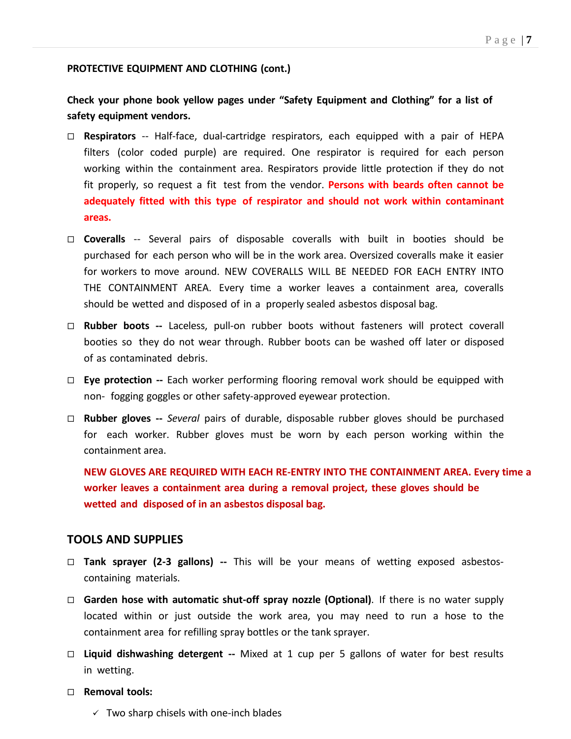**PROTECTIVE EQUIPMENT AND CLOTHING (cont.)**

**Check your phone book yellow pages under "Safety Equipment and Clothing" for a list of safety equipment vendors.**

- ☐ **Respirators** -- Half-face, dual-cartridge respirators, each equipped with a pair of HEPA filters (color coded purple) are required. One respirator is required for each person working within the containment area. Respirators provide little protection if they do not fit properly, so request a fit test from the vendor. **Persons with beards often cannot be adequately fitted with this type of respirator and should not work within contaminant areas.**
- ☐ **Coveralls** -- Several pairs of disposable coveralls with built in booties should be purchased for each person who will be in the work area. Oversized coveralls make it easier for workers to move around. NEW COVERALLS WILL BE NEEDED FOR EACH ENTRY INTO THE CONTAINMENT AREA. Every time a worker leaves a containment area, coveralls should be wetted and disposed of in a properly sealed asbestos disposal bag.
- ☐ **Rubber boots --** Laceless, pull-on rubber boots without fasteners will protect coverall booties so they do not wear through. Rubber boots can be washed off later or disposed of as contaminated debris.
- ☐ **Eye protection --** Each worker performing flooring removal work should be equipped with non- fogging goggles or other safety-approved eyewear protection.
- ☐ **Rubber gloves --** *Several* pairs of durable, disposable rubber gloves should be purchased for each worker. Rubber gloves must be worn by each person working within the containment area.

  **NEW GLOVES ARE REQUIRED WITH EACH RE-ENTRY INTO THE CONTAINMENT AREA. Every time a worker leaves a containment area during a removal project, these gloves should be wetted and disposed of in an asbestos disposal bag.**

## TOOLS AND SUPPLIES

- ☐ **Tank sprayer (2-3 gallons) --** This will be your means of wetting exposed asbestos-containing materials.
- ☐ **Garden hose with automatic shut-off spray nozzle (Optional)**. If there is no water supply located within or just outside the work area, you may need to run a hose to the containment area for refilling spray bottles or the tank sprayer.
- ☐ **Liquid dishwashing detergent --** Mixed at 1 cup per 5 gallons of water for best results in wetting.
- ☐ **Removal tools:**
  - ✓ Two sharp chisels with one-inch blades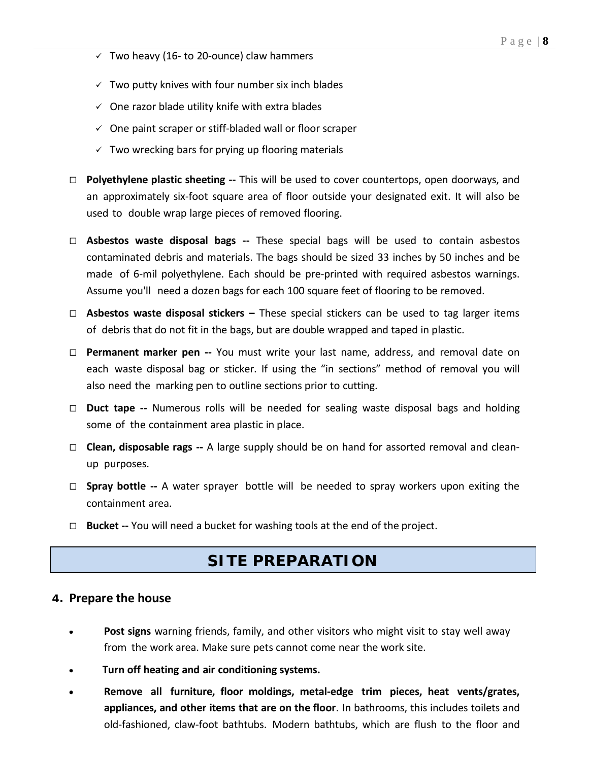- ✓ Two heavy (16- to 20-ounce) claw hammers
- ✓ Two putty knives with four number six inch blades
- ✓ One razor blade utility knife with extra blades
- ✓ One paint scraper or stiff-bladed wall or floor scraper
- ✓ Two wrecking bars for prying up flooring materials

- ☐ **Polyethylene plastic sheeting --** This will be used to cover countertops, open doorways, and an approximately six-foot square area of floor outside your designated exit. It will also be used to double wrap large pieces of removed flooring.
- ☐ **Asbestos waste disposal bags --** These special bags will be used to contain asbestos contaminated debris and materials. The bags should be sized 33 inches by 50 inches and be made of 6-mil polyethylene. Each should be pre-printed with required asbestos warnings. Assume you'll need a dozen bags for each 100 square feet of flooring to be removed.
- ☐ **Asbestos waste disposal stickers –** These special stickers can be used to tag larger items of debris that do not fit in the bags, but are double wrapped and taped in plastic.
- ☐ **Permanent marker pen --** You must write your last name, address, and removal date on each waste disposal bag or sticker. If using the "in sections" method of removal you will also need the marking pen to outline sections prior to cutting.
- ☐ **Duct tape --** Numerous rolls will be needed for sealing waste disposal bags and holding some of the containment area plastic in place.
- ☐ **Clean, disposable rags --** A large supply should be on hand for assorted removal and clean-up purposes.
- ☐ **Spray bottle --** A water sprayer bottle will be needed to spray workers upon exiting the containment area.
- ☐ **Bucket --** You will need a bucket for washing tools at the end of the project.

# SITE PREPARATION

## 4. Prepare the house

- **Post signs** warning friends, family, and other visitors who might visit to stay well away from the work area. Make sure pets cannot come near the work site.
- **Turn off heating and air conditioning systems.**
- **Remove all furniture, floor moldings, metal-edge trim pieces, heat vents/grates, appliances, and other items that are on the floor**. In bathrooms, this includes toilets and old-fashioned, claw-foot bathtubs. Modern bathtubs, which are flush to the floor and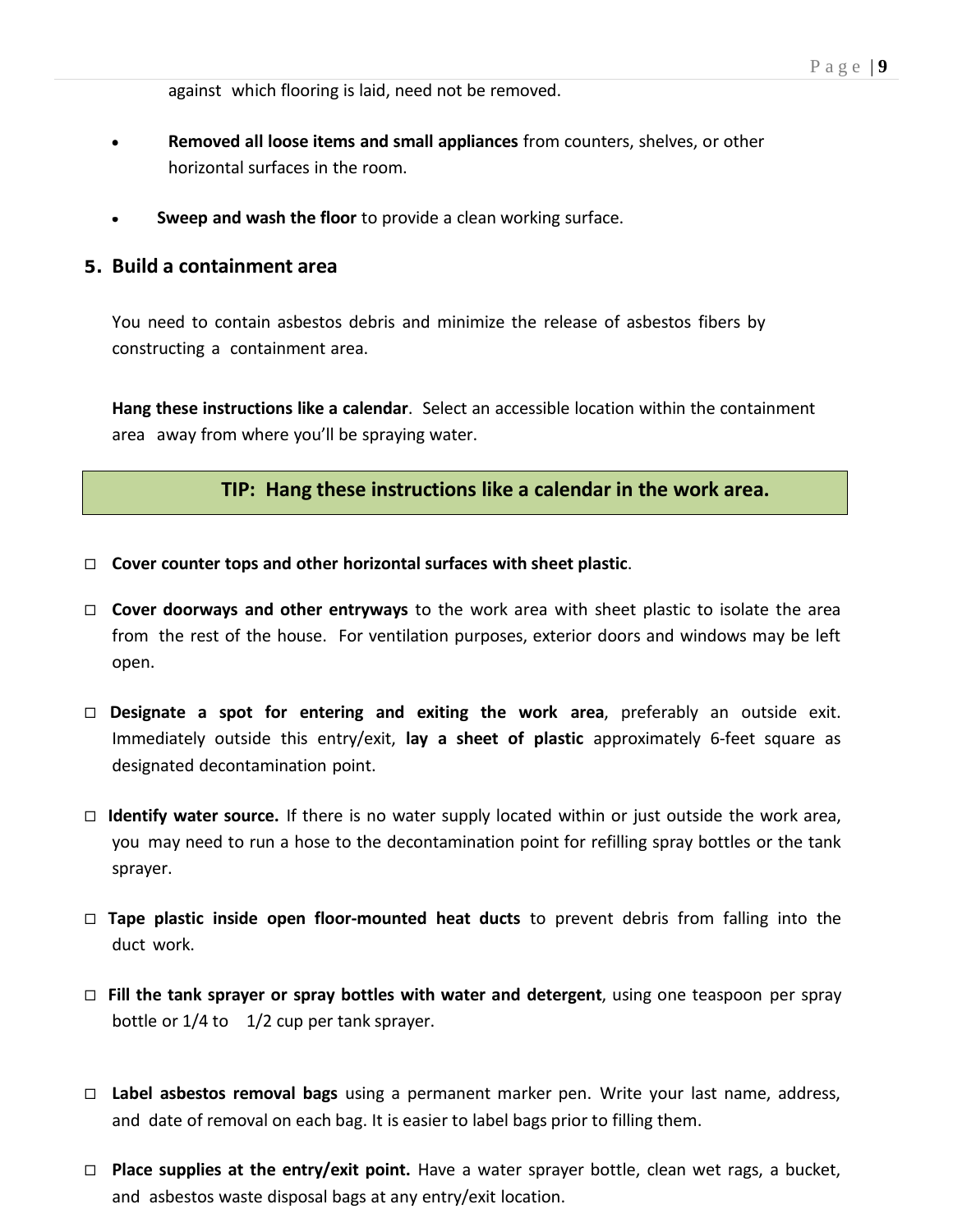against which flooring is laid, need not be removed.

- **Removed all loose items and small appliances** from counters, shelves, or other horizontal surfaces in the room.
- **Sweep and wash the floor** to provide a clean working surface.

## 5. Build a containment area

You need to contain asbestos debris and minimize the release of asbestos fibers by constructing a containment area.

**Hang these instructions like a calendar**. Select an accessible location within the containment area away from where you'll be spraying water.

> **TIP: Hang these instructions like a calendar in the work area.**

- ☐ **Cover counter tops and other horizontal surfaces with sheet plastic**.
- ☐ **Cover doorways and other entryways** to the work area with sheet plastic to isolate the area from the rest of the house. For ventilation purposes, exterior doors and windows may be left open.
- ☐ **Designate a spot for entering and exiting the work area**, preferably an outside exit. Immediately outside this entry/exit, **lay a sheet of plastic** approximately 6-feet square as designated decontamination point.
- ☐ **Identify water source.** If there is no water supply located within or just outside the work area, you may need to run a hose to the decontamination point for refilling spray bottles or the tank sprayer.
- ☐ **Tape plastic inside open floor-mounted heat ducts** to prevent debris from falling into the duct work.
- ☐ **Fill the tank sprayer or spray bottles with water and detergent**, using one teaspoon per spray bottle or 1/4 to 1/2 cup per tank sprayer.
- ☐ **Label asbestos removal bags** using a permanent marker pen. Write your last name, address, and date of removal on each bag. It is easier to label bags prior to filling them.
- ☐ **Place supplies at the entry/exit point.** Have a water sprayer bottle, clean wet rags, a bucket, and asbestos waste disposal bags at any entry/exit location.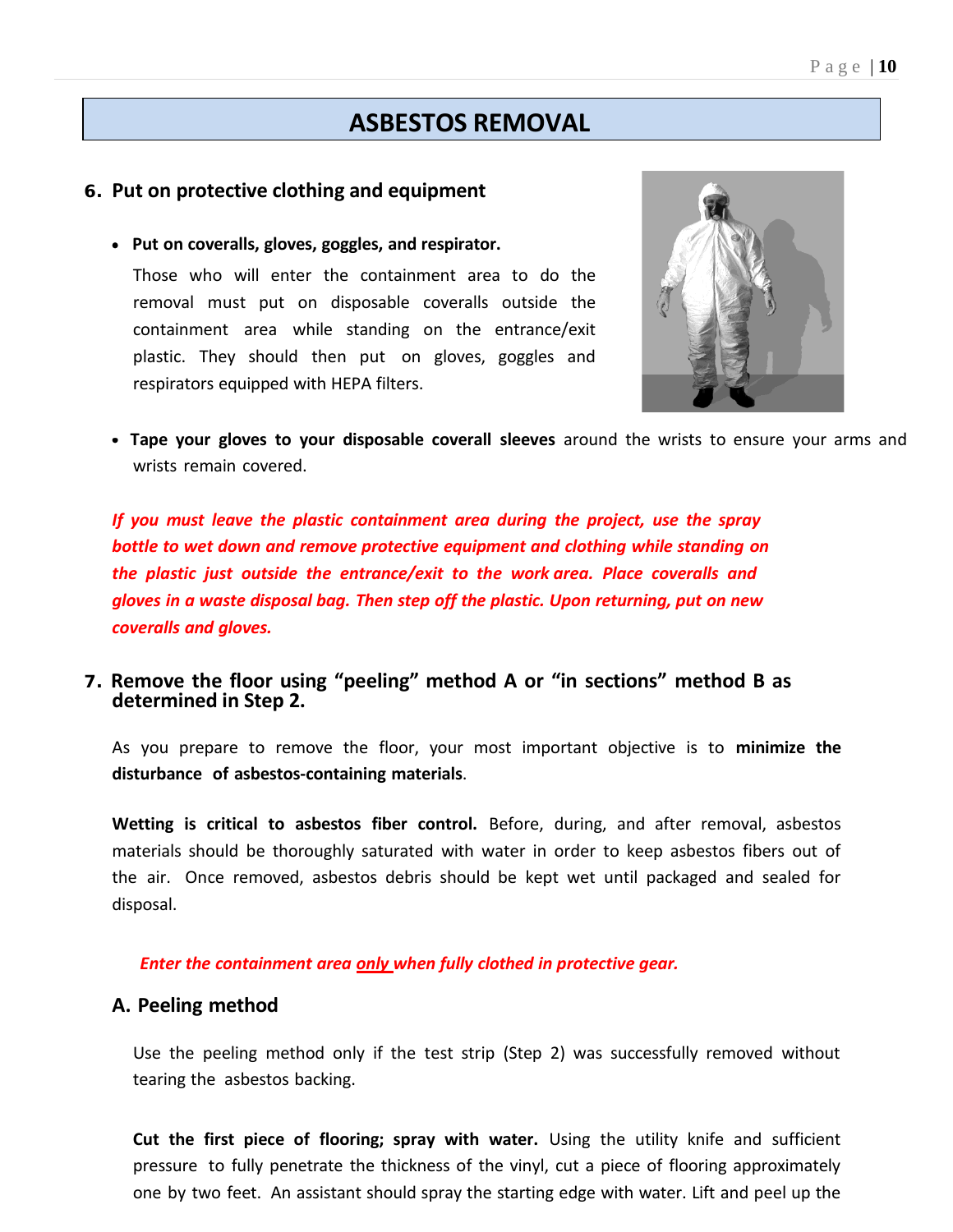# ASBESTOS REMOVAL

## 6. Put on protective clothing and equipment

- **Put on coveralls, gloves, goggles, and respirator.**

  Those who will enter the containment area to do the removal must put on disposable coveralls outside the containment area while standing on the entrance/exit plastic. They should then put on gloves, goggles and respirators equipped with HEPA filters.

- **Tape your gloves to your disposable coverall sleeves** around the wrists to ensure your arms and wrists remain covered.

***If you must leave the plastic containment area during the project, use the spray bottle to wet down and remove protective equipment and clothing while standing on the plastic just outside the entrance/exit to the work area. Place coveralls and gloves in a waste disposal bag. Then step off the plastic. Upon returning, put on new coveralls and gloves.***

## 7. Remove the floor using "peeling" method A or "in sections" method B as determined in Step 2.

As you prepare to remove the floor, your most important objective is to **minimize the disturbance of asbestos-containing materials**.

**Wetting is critical to asbestos fiber control.** Before, during, and after removal, asbestos materials should be thoroughly saturated with water in order to keep asbestos fibers out of the air. Once removed, asbestos debris should be kept wet until packaged and sealed for disposal.

***Enter the containment area only when fully clothed in protective gear.***

### A. Peeling method

Use the peeling method only if the test strip (Step 2) was successfully removed without tearing the asbestos backing.

**Cut the first piece of flooring; spray with water.** Using the utility knife and sufficient pressure to fully penetrate the thickness of the vinyl, cut a piece of flooring approximately one by two feet. An assistant should spray the starting edge with water. Lift and peel up the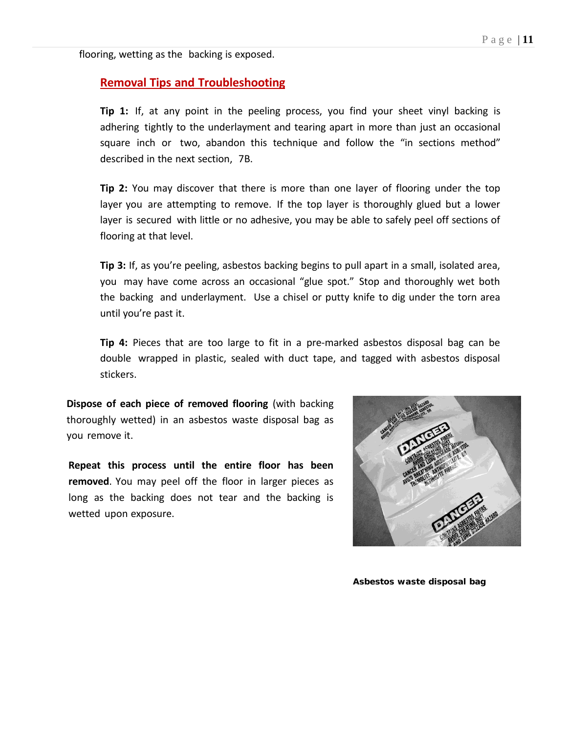flooring, wetting as the backing is exposed.

## Removal Tips and Troubleshooting

**Tip 1:** If, at any point in the peeling process, you find your sheet vinyl backing is adhering tightly to the underlayment and tearing apart in more than just an occasional square inch or two, abandon this technique and follow the “in sections method” described in the next section, 7B.

**Tip 2:** You may discover that there is more than one layer of flooring under the top layer you are attempting to remove. If the top layer is thoroughly glued but a lower layer is secured with little or no adhesive, you may be able to safely peel off sections of flooring at that level.

**Tip 3:** If, as you’re peeling, asbestos backing begins to pull apart in a small, isolated area, you may have come across an occasional “glue spot.” Stop and thoroughly wet both the backing and underlayment. Use a chisel or putty knife to dig under the torn area until you’re past it.

**Tip 4:** Pieces that are too large to fit in a pre-marked asbestos disposal bag can be double wrapped in plastic, sealed with duct tape, and tagged with asbestos disposal stickers.

**Dispose of each piece of removed flooring** (with backing thoroughly wetted) in an asbestos waste disposal bag as you remove it.

**Repeat this process until the entire floor has been removed**. You may peel off the floor in larger pieces as long as the backing does not tear and the backing is wetted upon exposure.

**Asbestos waste disposal bag**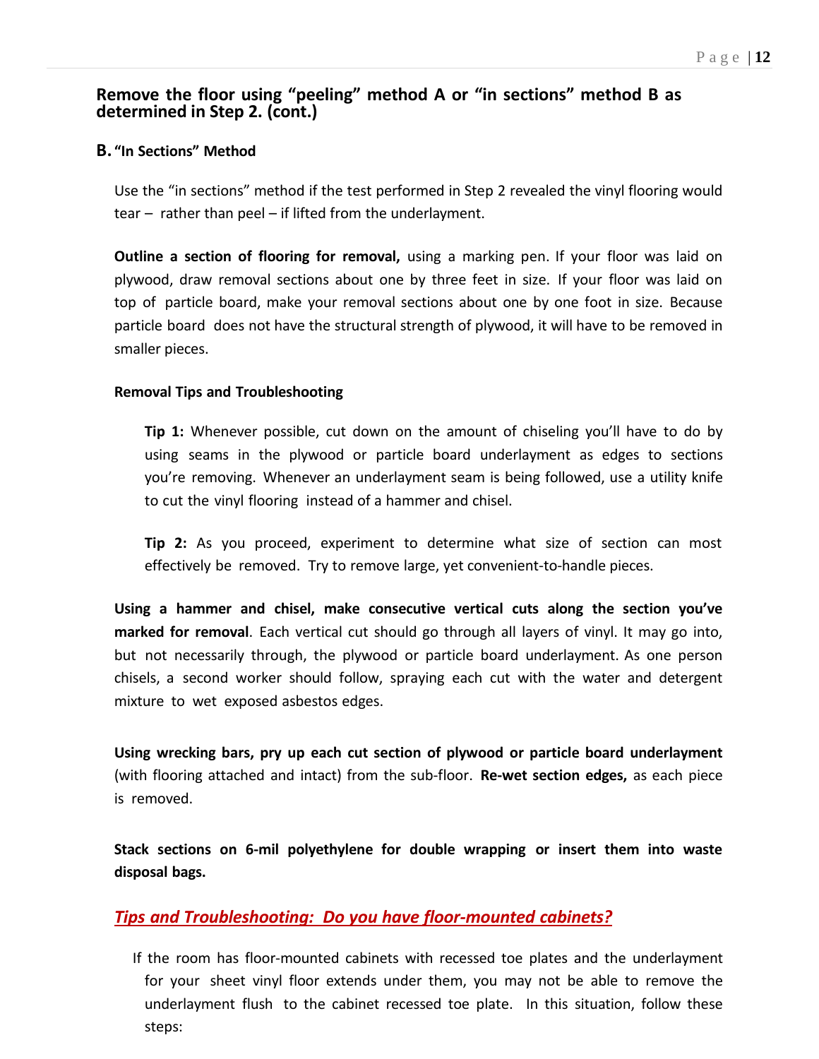## Remove the floor using "peeling" method A or "in sections" method B as determined in Step 2. (cont.)

### B. "In Sections" Method

Use the "in sections" method if the test performed in Step 2 revealed the vinyl flooring would tear – rather than peel – if lifted from the underlayment.

**Outline a section of flooring for removal,** using a marking pen. If your floor was laid on plywood, draw removal sections about one by three feet in size. If your floor was laid on top of particle board, make your removal sections about one by one foot in size. Because particle board does not have the structural strength of plywood, it will have to be removed in smaller pieces.

**Removal Tips and Troubleshooting**

**Tip 1:** Whenever possible, cut down on the amount of chiseling you'll have to do by using seams in the plywood or particle board underlayment as edges to sections you're removing. Whenever an underlayment seam is being followed, use a utility knife to cut the vinyl flooring instead of a hammer and chisel.

**Tip 2:** As you proceed, experiment to determine what size of section can most effectively be removed. Try to remove large, yet convenient-to-handle pieces.

**Using a hammer and chisel, make consecutive vertical cuts along the section you've marked for removal**. Each vertical cut should go through all layers of vinyl. It may go into, but not necessarily through, the plywood or particle board underlayment. As one person chisels, a second worker should follow, spraying each cut with the water and detergent mixture to wet exposed asbestos edges.

**Using wrecking bars, pry up each cut section of plywood or particle board underlayment** (with flooring attached and intact) from the sub-floor. **Re-wet section edges,** as each piece is removed.

**Stack sections on 6-mil polyethylene for double wrapping or insert them into waste disposal bags.**

### ***Tips and Troubleshooting: Do you have floor-mounted cabinets?***

If the room has floor-mounted cabinets with recessed toe plates and the underlayment for your sheet vinyl floor extends under them, you may not be able to remove the underlayment flush to the cabinet recessed toe plate. In this situation, follow these steps: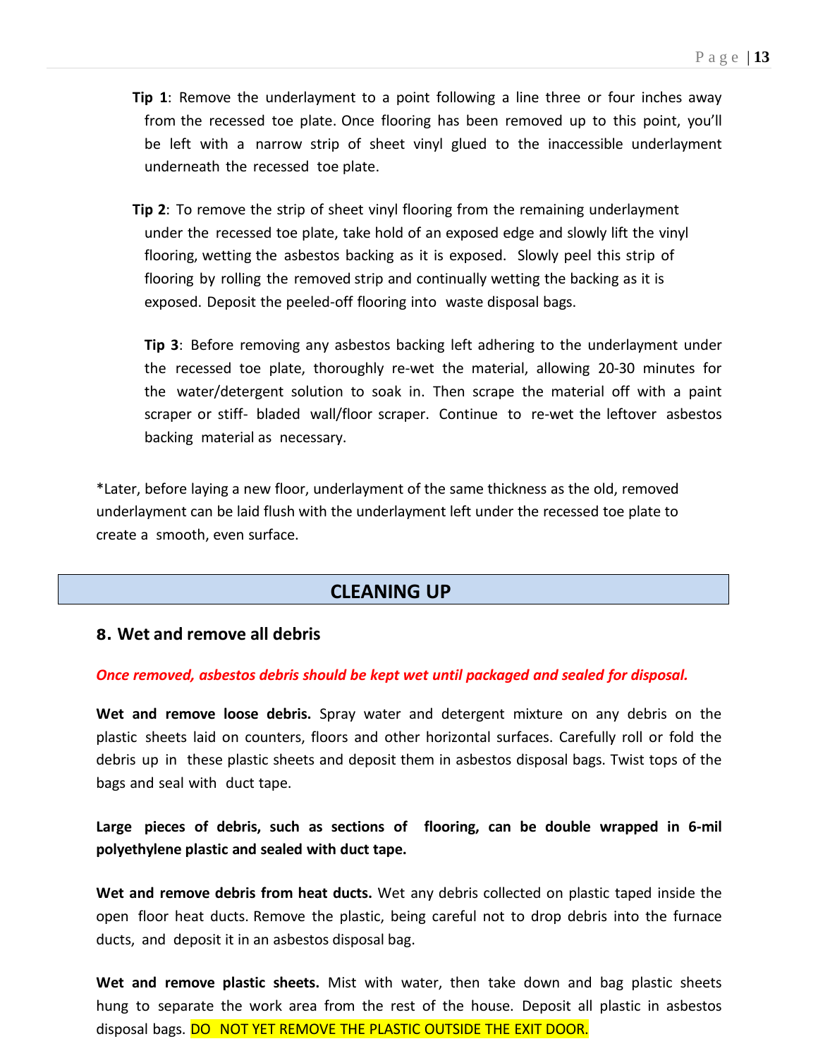**Tip 1**: Remove the underlayment to a point following a line three or four inches away from the recessed toe plate. Once flooring has been removed up to this point, you'll be left with a narrow strip of sheet vinyl glued to the inaccessible underlayment underneath the recessed toe plate.

**Tip 2**: To remove the strip of sheet vinyl flooring from the remaining underlayment under the recessed toe plate, take hold of an exposed edge and slowly lift the vinyl flooring, wetting the asbestos backing as it is exposed. Slowly peel this strip of flooring by rolling the removed strip and continually wetting the backing as it is exposed. Deposit the peeled-off flooring into waste disposal bags.

**Tip 3**: Before removing any asbestos backing left adhering to the underlayment under the recessed toe plate, thoroughly re-wet the material, allowing 20-30 minutes for the water/detergent solution to soak in. Then scrape the material off with a paint scraper or stiff- bladed wall/floor scraper. Continue to re-wet the leftover asbestos backing material as necessary.

*Later, before laying a new floor, underlayment of the same thickness as the old, removed underlayment can be laid flush with the underlayment left under the recessed toe plate to create a smooth, even surface.

## CLEANING UP

### 8. Wet and remove all debris

***Once removed, asbestos debris should be kept wet until packaged and sealed for disposal.***

**Wet and remove loose debris.** Spray water and detergent mixture on any debris on the plastic sheets laid on counters, floors and other horizontal surfaces. Carefully roll or fold the debris up in these plastic sheets and deposit them in asbestos disposal bags. Twist tops of the bags and seal with duct tape.

**Large pieces of debris, such as sections of flooring, can be double wrapped in 6-mil polyethylene plastic and sealed with duct tape.**

**Wet and remove debris from heat ducts.** Wet any debris collected on plastic taped inside the open floor heat ducts. Remove the plastic, being careful not to drop debris into the furnace ducts, and deposit it in an asbestos disposal bag.

**Wet and remove plastic sheets.** Mist with water, then take down and bag plastic sheets hung to separate the work area from the rest of the house. Deposit all plastic in asbestos disposal bags. DO NOT YET REMOVE THE PLASTIC OUTSIDE THE EXIT DOOR.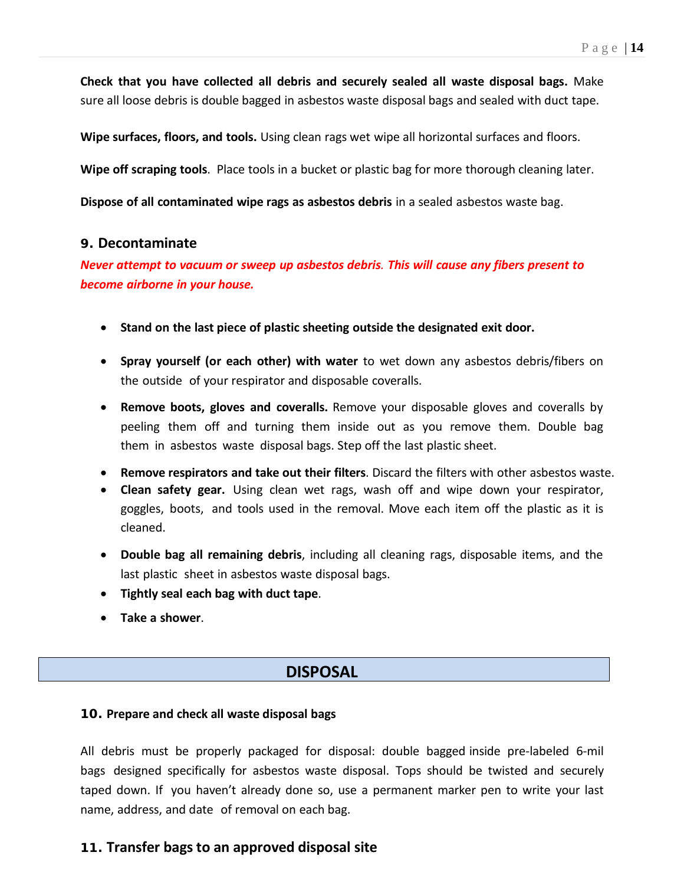**Check that you have collected all debris and securely sealed all waste disposal bags.** Make sure all loose debris is double bagged in asbestos waste disposal bags and sealed with duct tape.

**Wipe surfaces, floors, and tools.** Using clean rags wet wipe all horizontal surfaces and floors.

**Wipe off scraping tools**. Place tools in a bucket or plastic bag for more thorough cleaning later.

**Dispose of all contaminated wipe rags as asbestos debris** in a sealed asbestos waste bag.

### 9. Decontaminate

***Never attempt to vacuum or sweep up asbestos debris. This will cause any fibers present to become airborne in your house.***

- **Stand on the last piece of plastic sheeting outside the designated exit door.**
- **Spray yourself (or each other) with water** to wet down any asbestos debris/fibers on the outside of your respirator and disposable coveralls.
- **Remove boots, gloves and coveralls.** Remove your disposable gloves and coveralls by peeling them off and turning them inside out as you remove them. Double bag them in asbestos waste disposal bags. Step off the last plastic sheet.
- **Remove respirators and take out their filters**. Discard the filters with other asbestos waste.
- **Clean safety gear.** Using clean wet rags, wash off and wipe down your respirator, goggles, boots, and tools used in the removal. Move each item off the plastic as it is cleaned.
- **Double bag all remaining debris**, including all cleaning rags, disposable items, and the last plastic sheet in asbestos waste disposal bags.
- **Tightly seal each bag with duct tape**.
- **Take a shower**.

## DISPOSAL

### 10. Prepare and check all waste disposal bags

All debris must be properly packaged for disposal: double bagged inside pre-labeled 6-mil bags designed specifically for asbestos waste disposal. Tops should be twisted and securely taped down. If you haven't already done so, use a permanent marker pen to write your last name, address, and date of removal on each bag.

### 11. Transfer bags to an approved disposal site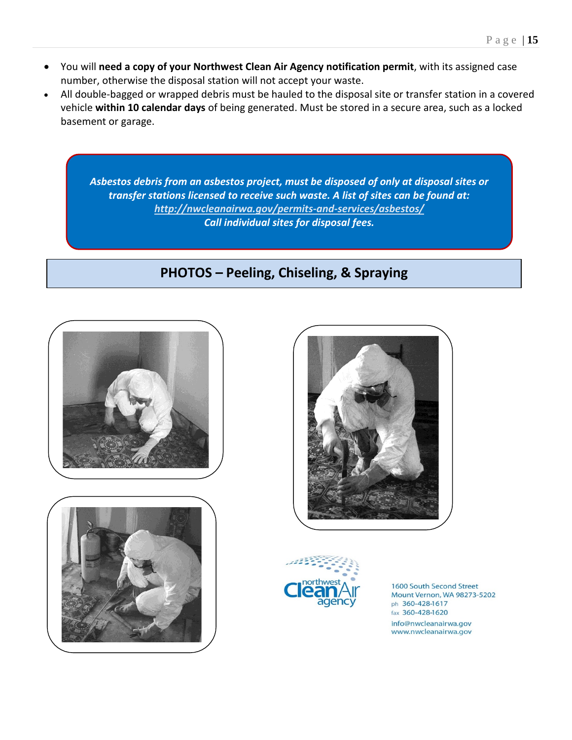- You will **need a copy of your Northwest Clean Air Agency notification permit**, with its assigned case number, otherwise the disposal station will not accept your waste.
- All double-bagged or wrapped debris must be hauled to the disposal site or transfer station in a covered vehicle **within 10 calendar days** of being generated. Must be stored in a secure area, such as a locked basement or garage.

***Asbestos debris from an asbestos project, must be disposed of only at disposal sites or transfer stations licensed to receive such waste. A list of sites can be found at:***
***http://nwcleanairwa.gov/permits-and-services/asbestos/***
***Call individual sites for disposal fees.***

## PHOTOS – Peeling, Chiseling, & Spraying

northwest Clean Air agency

1600 South Second Street
Mount Vernon, WA 98273-5202
ph 360-428-1617
fax 360-428-1620
info@nwcleanairwa.gov
www.nwcleanairwa.gov